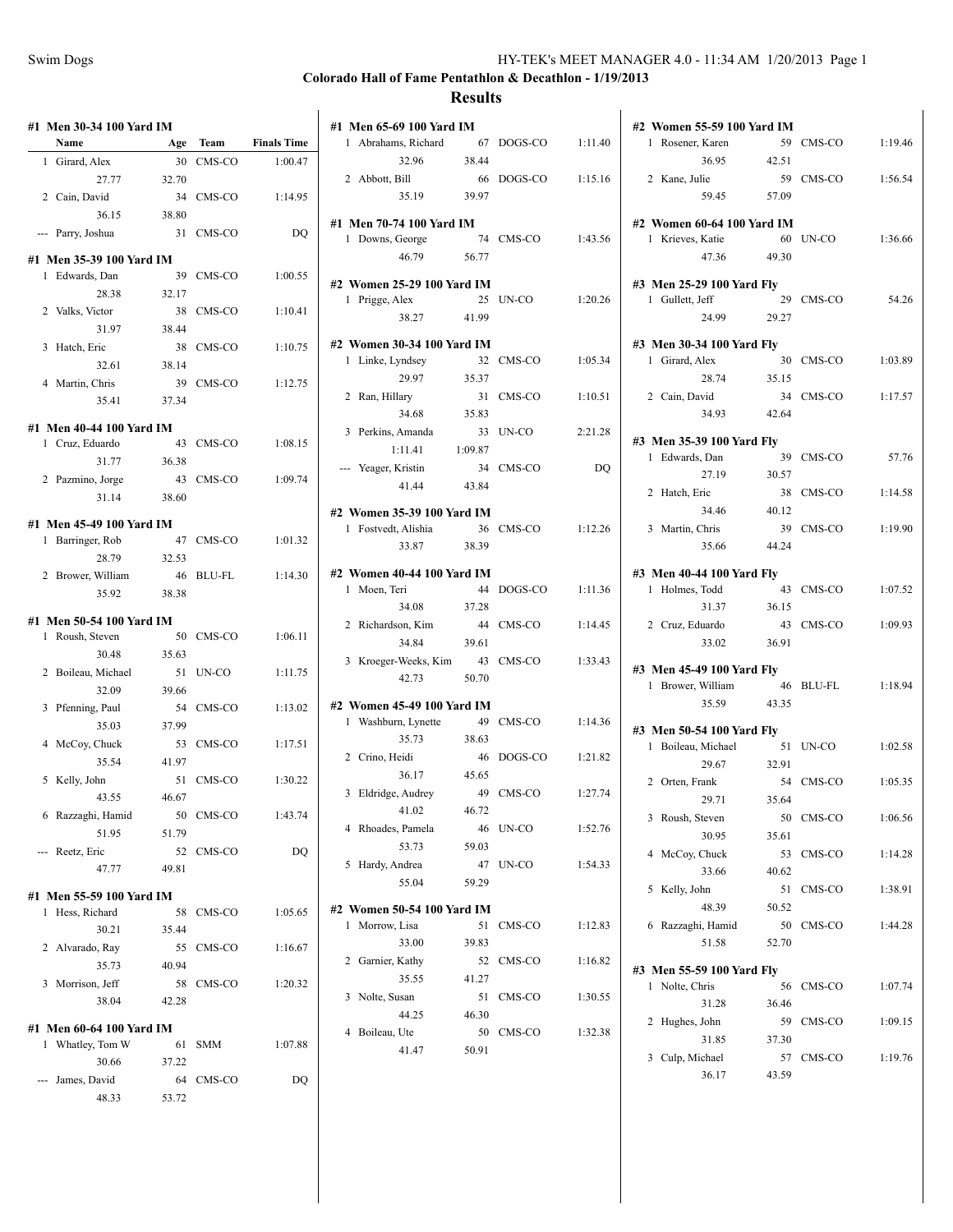**Colorado Hall of Fame Pentathlon & Decathlon - 1/19/2013**

# Results

### #1 Men 30-34 100 Yard IM

| | Name | Age | Team | Finals Time |
|---|---|---|---|---|
| 1 | Girard, Alex | 30 | CMS-CO | 1:00.47 |
| | 27.77 | 32.70 | | |
| 2 | Cain, David | 34 | CMS-CO | 1:14.95 |
| | 36.15 | 38.80 | | |
| --- | Parry, Joshua | 31 | CMS-CO | DQ |

### #1 Men 35-39 100 Yard IM

| | Name | Age | Team | Finals Time |
|---|---|---|---|---|
| 1 | Edwards, Dan | 39 | CMS-CO | 1:00.55 |
| | 28.38 | 32.17 | | |
| 2 | Valks, Victor | 38 | CMS-CO | 1:10.41 |
| | 31.97 | 38.44 | | |
| 3 | Hatch, Eric | 38 | CMS-CO | 1:10.75 |
| | 32.61 | 38.14 | | |
| 4 | Martin, Chris | 39 | CMS-CO | 1:12.75 |
| | 35.41 | 37.34 | | |

### #1 Men 40-44 100 Yard IM

| | Name | Age | Team | Finals Time |
|---|---|---|---|---|
| 1 | Cruz, Eduardo | 43 | CMS-CO | 1:08.15 |
| | 31.77 | 36.38 | | |
| 2 | Pazmino, Jorge | 43 | CMS-CO | 1:09.74 |
| | 31.14 | 38.60 | | |

### #1 Men 45-49 100 Yard IM

| | Name | Age | Team | Finals Time |
|---|---|---|---|---|
| 1 | Barringer, Rob | 47 | CMS-CO | 1:01.32 |
| | 28.79 | 32.53 | | |
| 2 | Brower, William | 46 | BLU-FL | 1:14.30 |
| | 35.92 | 38.38 | | |

### #1 Men 50-54 100 Yard IM

| | Name | Age | Team | Finals Time |
|---|---|---|---|---|
| 1 | Roush, Steven | 50 | CMS-CO | 1:06.11 |
| | 30.48 | 35.63 | | |
| 2 | Boileau, Michael | 51 | UN-CO | 1:11.75 |
| | 32.09 | 39.66 | | |
| 3 | Pfenning, Paul | 54 | CMS-CO | 1:13.02 |
| | 35.03 | 37.99 | | |
| 4 | McCoy, Chuck | 53 | CMS-CO | 1:17.51 |
| | 35.54 | 41.97 | | |
| 5 | Kelly, John | 51 | CMS-CO | 1:30.22 |
| | 43.55 | 46.67 | | |
| 6 | Razzaghi, Hamid | 50 | CMS-CO | 1:43.74 |
| | 51.95 | 51.79 | | |
| --- | Reetz, Eric | 52 | CMS-CO | DQ |
| | 47.77 | 49.81 | | |

### #1 Men 55-59 100 Yard IM

| | Name | Age | Team | Finals Time |
|---|---|---|---|---|
| 1 | Hess, Richard | 58 | CMS-CO | 1:05.65 |
| | 30.21 | 35.44 | | |
| 2 | Alvarado, Ray | 55 | CMS-CO | 1:16.67 |
| | 35.73 | 40.94 | | |
| 3 | Morrison, Jeff | 58 | CMS-CO | 1:20.32 |
| | 38.04 | 42.28 | | |

### #1 Men 60-64 100 Yard IM

| | Name | Age | Team | Finals Time |
|---|---|---|---|---|
| 1 | Whatley, Tom W | 61 | SMM | 1:07.88 |
| | 30.66 | 37.22 | | |
| --- | James, David | 64 | CMS-CO | DQ |
| | 48.33 | 53.72 | | |

### #1 Men 65-69 100 Yard IM

| | Name | Age | Team | Finals Time |
|---|---|---|---|---|
| 1 | Abrahams, Richard | 67 | DOGS-CO | 1:11.40 |
| | 32.96 | 38.44 | | |
| 2 | Abbott, Bill | 66 | DOGS-CO | 1:15.16 |
| | 35.19 | 39.97 | | |

### #1 Men 70-74 100 Yard IM

| | Name | Age | Team | Finals Time |
|---|---|---|---|---|
| 1 | Downs, George | 74 | CMS-CO | 1:43.56 |
| | 46.79 | 56.77 | | |

### #2 Women 25-29 100 Yard IM

| | Name | Age | Team | Finals Time |
|---|---|---|---|---|
| 1 | Prigge, Alex | 25 | UN-CO | 1:20.26 |
| | 38.27 | 41.99 | | |

### #2 Women 30-34 100 Yard IM

| | Name | Age | Team | Finals Time |
|---|---|---|---|---|
| 1 | Linke, Lyndsey | 32 | CMS-CO | 1:05.34 |
| | 29.97 | 35.37 | | |
| 2 | Ran, Hillary | 31 | CMS-CO | 1:10.51 |
| | 34.68 | 35.83 | | |
| 3 | Perkins, Amanda | 33 | UN-CO | 2:21.28 |
| | 1:11.41 | 1:09.87 | | |
| --- | Yeager, Kristin | 34 | CMS-CO | DQ |
| | 41.44 | 43.84 | | |

### #2 Women 35-39 100 Yard IM

| | Name | Age | Team | Finals Time |
|---|---|---|---|---|
| 1 | Fostvedt, Alishia | 36 | CMS-CO | 1:12.26 |
| | 33.87 | 38.39 | | |

### #2 Women 40-44 100 Yard IM

| | Name | Age | Team | Finals Time |
|---|---|---|---|---|
| 1 | Moen, Teri | 44 | DOGS-CO | 1:11.36 |
| | 34.08 | 37.28 | | |
| 2 | Richardson, Kim | 44 | CMS-CO | 1:14.45 |
| | 34.84 | 39.61 | | |
| 3 | Kroeger-Weeks, Kim | 43 | CMS-CO | 1:33.43 |
| | 42.73 | 50.70 | | |

### #2 Women 45-49 100 Yard IM

| | Name | Age | Team | Finals Time |
|---|---|---|---|---|
| 1 | Washburn, Lynette | 49 | CMS-CO | 1:14.36 |
| | 35.73 | 38.63 | | |
| 2 | Crino, Heidi | 46 | DOGS-CO | 1:21.82 |
| | 36.17 | 45.65 | | |
| 3 | Eldridge, Audrey | 49 | CMS-CO | 1:27.74 |
| | 41.02 | 46.72 | | |
| 4 | Rhoades, Pamela | 46 | UN-CO | 1:52.76 |
| | 53.73 | 59.03 | | |
| 5 | Hardy, Andrea | 47 | UN-CO | 1:54.33 |
| | 55.04 | 59.29 | | |

### #2 Women 50-54 100 Yard IM

| | Name | Age | Team | Finals Time |
|---|---|---|---|---|
| 1 | Morrow, Lisa | 51 | CMS-CO | 1:12.83 |
| | 33.00 | 39.83 | | |
| 2 | Garnier, Kathy | 52 | CMS-CO | 1:16.82 |
| | 35.55 | 41.27 | | |
| 3 | Nolte, Susan | 51 | CMS-CO | 1:30.55 |
| | 44.25 | 46.30 | | |
| 4 | Boileau, Ute | 50 | CMS-CO | 1:32.38 |
| | 41.47 | 50.91 | | |

### #2 Women 55-59 100 Yard IM

| | Name | Age | Team | Finals Time |
|---|---|---|---|---|
| 1 | Rosener, Karen | 59 | CMS-CO | 1:19.46 |
| | 36.95 | 42.51 | | |
| 2 | Kane, Julie | 59 | CMS-CO | 1:56.54 |
| | 59.45 | 57.09 | | |

### #2 Women 60-64 100 Yard IM

| | Name | Age | Team | Finals Time |
|---|---|---|---|---|
| 1 | Krieves, Katie | 60 | UN-CO | 1:36.66 |
| | 47.36 | 49.30 | | |

### #3 Men 25-29 100 Yard Fly

| | Name | Age | Team | Finals Time |
|---|---|---|---|---|
| 1 | Gullett, Jeff | 29 | CMS-CO | 54.26 |
| | 24.99 | 29.27 | | |

### #3 Men 30-34 100 Yard Fly

| | Name | Age | Team | Finals Time |
|---|---|---|---|---|
| 1 | Girard, Alex | 30 | CMS-CO | 1:03.89 |
| | 28.74 | 35.15 | | |
| 2 | Cain, David | 34 | CMS-CO | 1:17.57 |
| | 34.93 | 42.64 | | |

### #3 Men 35-39 100 Yard Fly

| | Name | Age | Team | Finals Time |
|---|---|---|---|---|
| 1 | Edwards, Dan | 39 | CMS-CO | 57.76 |
| | 27.19 | 30.57 | | |
| 2 | Hatch, Eric | 38 | CMS-CO | 1:14.58 |
| | 34.46 | 40.12 | | |
| 3 | Martin, Chris | 39 | CMS-CO | 1:19.90 |
| | 35.66 | 44.24 | | |

### #3 Men 40-44 100 Yard Fly

| | Name | Age | Team | Finals Time |
|---|---|---|---|---|
| 1 | Holmes, Todd | 43 | CMS-CO | 1:07.52 |
| | 31.37 | 36.15 | | |
| 2 | Cruz, Eduardo | 43 | CMS-CO | 1:09.93 |
| | 33.02 | 36.91 | | |

### #3 Men 45-49 100 Yard Fly

| | Name | Age | Team | Finals Time |
|---|---|---|---|---|
| 1 | Brower, William | 46 | BLU-FL | 1:18.94 |
| | 35.59 | 43.35 | | |

### #3 Men 50-54 100 Yard Fly

| | Name | Age | Team | Finals Time |
|---|---|---|---|---|
| 1 | Boileau, Michael | 51 | UN-CO | 1:02.58 |
| | 29.67 | 32.91 | | |
| 2 | Orten, Frank | 54 | CMS-CO | 1:05.35 |
| | 29.71 | 35.64 | | |
| 3 | Roush, Steven | 50 | CMS-CO | 1:06.56 |
| | 30.95 | 35.61 | | |
| 4 | McCoy, Chuck | 53 | CMS-CO | 1:14.28 |
| | 33.66 | 40.62 | | |
| 5 | Kelly, John | 51 | CMS-CO | 1:38.91 |
| | 48.39 | 50.52 | | |
| 6 | Razzaghi, Hamid | 50 | CMS-CO | 1:44.28 |
| | 51.58 | 52.70 | | |

### #3 Men 55-59 100 Yard Fly

| | Name | Age | Team | Finals Time |
|---|---|---|---|---|
| 1 | Nolte, Chris | 56 | CMS-CO | 1:07.74 |
| | 31.28 | 36.46 | | |
| 2 | Hughes, John | 59 | CMS-CO | 1:09.15 |
| | 31.85 | 37.30 | | |
| 3 | Culp, Michael | 57 | CMS-CO | 1:19.76 |
| | 36.17 | 43.59 | | |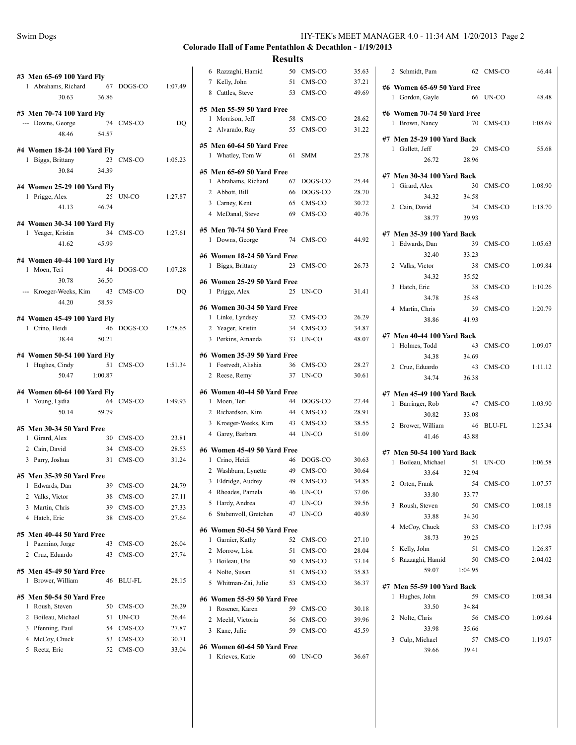**Colorado Hall of Fame Pentathlon & Decathlon - 1/19/2013**

**Results**

#### #3 Men 65-69 100 Yard Fly

| Place | Name | Age | Team | Time |
|---|---|---|---|---|
| 1 | Abrahams, Richard | 67 | DOGS-CO | 1:07.49 |
| | 30.63 | 36.86 | | |

#### #3 Men 70-74 100 Yard Fly

| Place | Name | Age | Team | Time |
|---|---|---|---|---|
| --- | Downs, George | 74 | CMS-CO | DQ |
| | 48.46 | 54.57 | | |

#### #4 Women 18-24 100 Yard Fly

| Place | Name | Age | Team | Time |
|---|---|---|---|---|
| 1 | Biggs, Brittany | 23 | CMS-CO | 1:05.23 |
| | 30.84 | 34.39 | | |

#### #4 Women 25-29 100 Yard Fly

| Place | Name | Age | Team | Time |
|---|---|---|---|---|
| 1 | Prigge, Alex | 25 | UN-CO | 1:27.87 |
| | 41.13 | 46.74 | | |

#### #4 Women 30-34 100 Yard Fly

| Place | Name | Age | Team | Time |
|---|---|---|---|---|
| 1 | Yeager, Kristin | 34 | CMS-CO | 1:27.61 |
| | 41.62 | 45.99 | | |

#### #4 Women 40-44 100 Yard Fly

| Place | Name | Age | Team | Time |
|---|---|---|---|---|
| 1 | Moen, Teri | 44 | DOGS-CO | 1:07.28 |
| | 30.78 | 36.50 | | |
| --- | Kroeger-Weeks, Kim | 43 | CMS-CO | DQ |
| | 44.20 | 58.59 | | |

#### #4 Women 45-49 100 Yard Fly

| Place | Name | Age | Team | Time |
|---|---|---|---|---|
| 1 | Crino, Heidi | 46 | DOGS-CO | 1:28.65 |
| | 38.44 | 50.21 | | |

#### #4 Women 50-54 100 Yard Fly

| Place | Name | Age | Team | Time |
|---|---|---|---|---|
| 1 | Hughes, Cindy | 51 | CMS-CO | 1:51.34 |
| | 50.47 | 1:00.87 | | |

#### #4 Women 60-64 100 Yard Fly

| Place | Name | Age | Team | Time |
|---|---|---|---|---|
| 1 | Young, Lydia | 64 | CMS-CO | 1:49.93 |
| | 50.14 | 59.79 | | |

#### #5 Men 30-34 50 Yard Free

| Place | Name | Age | Team | Time |
|---|---|---|---|---|
| 1 | Girard, Alex | 30 | CMS-CO | 23.81 |
| 2 | Cain, David | 34 | CMS-CO | 28.53 |
| 3 | Parry, Joshua | 31 | CMS-CO | 31.24 |

#### #5 Men 35-39 50 Yard Free

| Place | Name | Age | Team | Time |
|---|---|---|---|---|
| 1 | Edwards, Dan | 39 | CMS-CO | 24.79 |
| 2 | Valks, Victor | 38 | CMS-CO | 27.11 |
| 3 | Martin, Chris | 39 | CMS-CO | 27.33 |
| 4 | Hatch, Eric | 38 | CMS-CO | 27.64 |

#### #5 Men 40-44 50 Yard Free

| Place | Name | Age | Team | Time |
|---|---|---|---|---|
| 1 | Pazmino, Jorge | 43 | CMS-CO | 26.04 |
| 2 | Cruz, Eduardo | 43 | CMS-CO | 27.74 |

#### #5 Men 45-49 50 Yard Free

| Place | Name | Age | Team | Time |
|---|---|---|---|---|
| 1 | Brower, William | 46 | BLU-FL | 28.15 |

#### #5 Men 50-54 50 Yard Free

| Place | Name | Age | Team | Time |
|---|---|---|---|---|
| 1 | Roush, Steven | 50 | CMS-CO | 26.29 |
| 2 | Boileau, Michael | 51 | UN-CO | 26.44 |
| 3 | Pfenning, Paul | 54 | CMS-CO | 27.87 |
| 4 | McCoy, Chuck | 53 | CMS-CO | 30.71 |
| 5 | Reetz, Eric | 52 | CMS-CO | 33.04 |
| 6 | Razzaghi, Hamid | 50 | CMS-CO | 35.63 |
| 7 | Kelly, John | 51 | CMS-CO | 37.21 |
| 8 | Cattles, Steve | 53 | CMS-CO | 49.69 |

#### #5 Men 55-59 50 Yard Free

| Place | Name | Age | Team | Time |
|---|---|---|---|---|
| 1 | Morrison, Jeff | 58 | CMS-CO | 28.62 |
| 2 | Alvarado, Ray | 55 | CMS-CO | 31.22 |

#### #5 Men 60-64 50 Yard Free

| Place | Name | Age | Team | Time |
|---|---|---|---|---|
| 1 | Whatley, Tom W | 61 | SMM | 25.78 |

#### #5 Men 65-69 50 Yard Free

| Place | Name | Age | Team | Time |
|---|---|---|---|---|
| 1 | Abrahams, Richard | 67 | DOGS-CO | 25.44 |
| 2 | Abbott, Bill | 66 | DOGS-CO | 28.70 |
| 3 | Carney, Kent | 65 | CMS-CO | 30.72 |
| 4 | McDanal, Steve | 69 | CMS-CO | 40.76 |

#### #5 Men 70-74 50 Yard Free

| Place | Name | Age | Team | Time |
|---|---|---|---|---|
| 1 | Downs, George | 74 | CMS-CO | 44.92 |

#### #6 Women 18-24 50 Yard Free

| Place | Name | Age | Team | Time |
|---|---|---|---|---|
| 1 | Biggs, Brittany | 23 | CMS-CO | 26.73 |

#### #6 Women 25-29 50 Yard Free

| Place | Name | Age | Team | Time |
|---|---|---|---|---|
| 1 | Prigge, Alex | 25 | UN-CO | 31.41 |

#### #6 Women 30-34 50 Yard Free

| Place | Name | Age | Team | Time |
|---|---|---|---|---|
| 1 | Linke, Lyndsey | 32 | CMS-CO | 26.29 |
| 2 | Yeager, Kristin | 34 | CMS-CO | 34.87 |
| 3 | Perkins, Amanda | 33 | UN-CO | 48.07 |

#### #6 Women 35-39 50 Yard Free

| Place | Name | Age | Team | Time |
|---|---|---|---|---|
| 1 | Fostvedt, Alishia | 36 | CMS-CO | 28.27 |
| 2 | Reese, Remy | 37 | UN-CO | 30.61 |

#### #6 Women 40-44 50 Yard Free

| Place | Name | Age | Team | Time |
|---|---|---|---|---|
| 1 | Moen, Teri | 44 | DOGS-CO | 27.44 |
| 2 | Richardson, Kim | 44 | CMS-CO | 28.91 |
| 3 | Kroeger-Weeks, Kim | 43 | CMS-CO | 38.55 |
| 4 | Garey, Barbara | 44 | UN-CO | 51.09 |

#### #6 Women 45-49 50 Yard Free

| Place | Name | Age | Team | Time |
|---|---|---|---|---|
| 1 | Crino, Heidi | 46 | DOGS-CO | 30.63 |
| 2 | Washburn, Lynette | 49 | CMS-CO | 30.64 |
| 3 | Eldridge, Audrey | 49 | CMS-CO | 34.85 |
| 4 | Rhoades, Pamela | 46 | UN-CO | 37.06 |
| 5 | Hardy, Andrea | 47 | UN-CO | 39.56 |
| 6 | Stubenvoll, Gretchen | 47 | UN-CO | 40.89 |

#### #6 Women 50-54 50 Yard Free

| Place | Name | Age | Team | Time |
|---|---|---|---|---|
| 1 | Garnier, Kathy | 52 | CMS-CO | 27.10 |
| 2 | Morrow, Lisa | 51 | CMS-CO | 28.04 |
| 3 | Boileau, Ute | 50 | CMS-CO | 33.14 |
| 4 | Nolte, Susan | 51 | CMS-CO | 35.83 |
| 5 | Whitman-Zai, Julie | 53 | CMS-CO | 36.37 |

#### #6 Women 55-59 50 Yard Free

| Place | Name | Age | Team | Time |
|---|---|---|---|---|
| 1 | Rosener, Karen | 59 | CMS-CO | 30.18 |
| 2 | Meehl, Victoria | 56 | CMS-CO | 39.96 |
| 3 | Kane, Julie | 59 | CMS-CO | 45.59 |

#### #6 Women 60-64 50 Yard Free

| Place | Name | Age | Team | Time |
|---|---|---|---|---|
| 1 | Krieves, Katie | 60 | UN-CO | 36.67 |
| 2 | Schmidt, Pam | 62 | CMS-CO | 46.44 |

#### #6 Women 65-69 50 Yard Free

| Place | Name | Age | Team | Time |
|---|---|---|---|---|
| 1 | Gordon, Gayle | 66 | UN-CO | 48.48 |

#### #6 Women 70-74 50 Yard Free

| Place | Name | Age | Team | Time |
|---|---|---|---|---|
| 1 | Brown, Nancy | 70 | CMS-CO | 1:08.69 |

#### #7 Men 25-29 100 Yard Back

| Place | Name | Age | Team | Time |
|---|---|---|---|---|
| 1 | Gullett, Jeff | 29 | CMS-CO | 55.68 |
| | 26.72 | 28.96 | | |

#### #7 Men 30-34 100 Yard Back

| Place | Name | Age | Team | Time |
|---|---|---|---|---|
| 1 | Girard, Alex | 30 | CMS-CO | 1:08.90 |
| | 34.32 | 34.58 | | |
| 2 | Cain, David | 34 | CMS-CO | 1:18.70 |
| | 38.77 | 39.93 | | |

#### #7 Men 35-39 100 Yard Back

| Place | Name | Age | Team | Time |
|---|---|---|---|---|
| 1 | Edwards, Dan | 39 | CMS-CO | 1:05.63 |
| | 32.40 | 33.23 | | |
| 2 | Valks, Victor | 38 | CMS-CO | 1:09.84 |
| | 34.32 | 35.52 | | |
| 3 | Hatch, Eric | 38 | CMS-CO | 1:10.26 |
| | 34.78 | 35.48 | | |
| 4 | Martin, Chris | 39 | CMS-CO | 1:20.79 |
| | 38.86 | 41.93 | | |

#### #7 Men 40-44 100 Yard Back

| Place | Name | Age | Team | Time |
|---|---|---|---|---|
| 1 | Holmes, Todd | 43 | CMS-CO | 1:09.07 |
| | 34.38 | 34.69 | | |
| 2 | Cruz, Eduardo | 43 | CMS-CO | 1:11.12 |
| | 34.74 | 36.38 | | |

#### #7 Men 45-49 100 Yard Back

| Place | Name | Age | Team | Time |
|---|---|---|---|---|
| 1 | Barringer, Rob | 47 | CMS-CO | 1:03.90 |
| | 30.82 | 33.08 | | |
| 2 | Brower, William | 46 | BLU-FL | 1:25.34 |
| | 41.46 | 43.88 | | |

#### #7 Men 50-54 100 Yard Back

| Place | Name | Age | Team | Time |
|---|---|---|---|---|
| 1 | Boileau, Michael | 51 | UN-CO | 1:06.58 |
| | 33.64 | 32.94 | | |
| 2 | Orten, Frank | 54 | CMS-CO | 1:07.57 |
| | 33.80 | 33.77 | | |
| 3 | Roush, Steven | 50 | CMS-CO | 1:08.18 |
| | 33.88 | 34.30 | | |
| 4 | McCoy, Chuck | 53 | CMS-CO | 1:17.98 |
| | 38.73 | 39.25 | | |
| 5 | Kelly, John | 51 | CMS-CO | 1:26.87 |
| 6 | Razzaghi, Hamid | 50 | CMS-CO | 2:04.02 |
| | 59.07 | 1:04.95 | | |

#### #7 Men 55-59 100 Yard Back

| Place | Name | Age | Team | Time |
|---|---|---|---|---|
| 1 | Hughes, John | 59 | CMS-CO | 1:08.34 |
| | 33.50 | 34.84 | | |
| 2 | Nolte, Chris | 56 | CMS-CO | 1:09.64 |
| | 33.98 | 35.66 | | |
| 3 | Culp, Michael | 57 | CMS-CO | 1:19.07 |
| | 39.66 | 39.41 | | |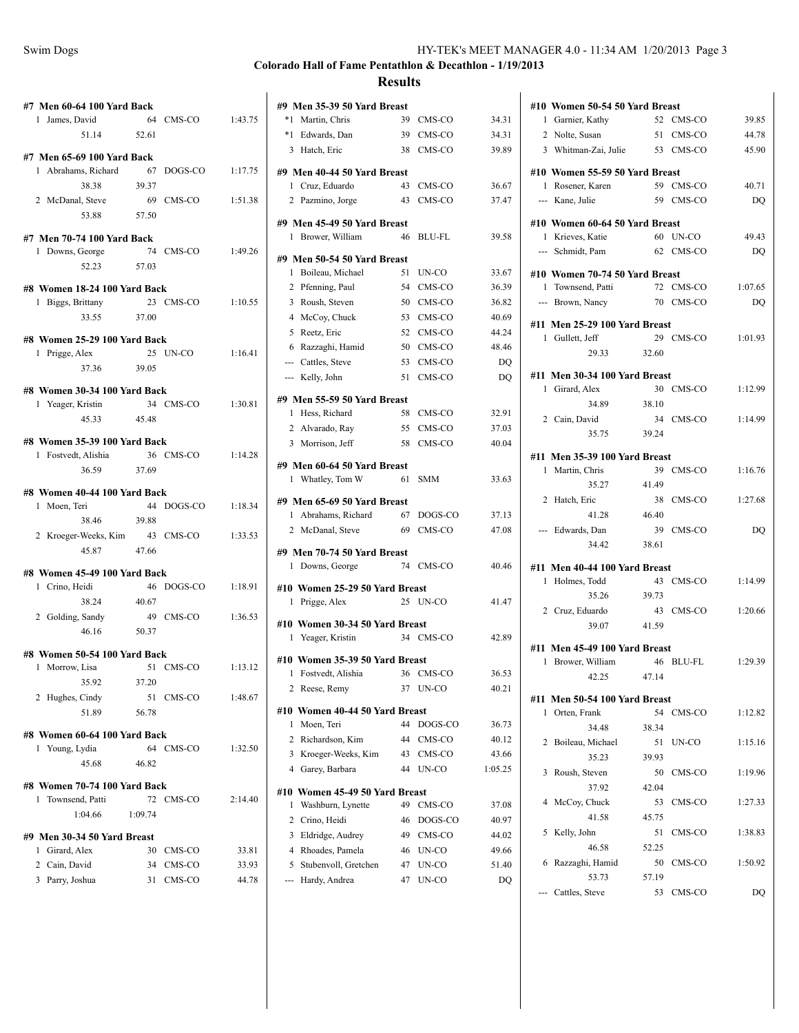**Colorado Hall of Fame Pentathlon & Decathlon - 1/19/2013**

## Results

### #7 Men 60-64 100 Yard Back

| | Name | Age | Team | Time |
|---|---|---|---|---|
| 1 | James, David | 64 | CMS-CO | 1:43.75 |
| | 51.14 | 52.61 | | |

### #7 Men 65-69 100 Yard Back

| | Name | Age | Team | Time |
|---|---|---|---|---|
| 1 | Abrahams, Richard | 67 | DOGS-CO | 1:17.75 |
| | 38.38 | 39.37 | | |
| 2 | McDanal, Steve | 69 | CMS-CO | 1:51.38 |
| | 53.88 | 57.50 | | |

### #7 Men 70-74 100 Yard Back

| | Name | Age | Team | Time |
|---|---|---|---|---|
| 1 | Downs, George | 74 | CMS-CO | 1:49.26 |
| | 52.23 | 57.03 | | |

### #8 Women 18-24 100 Yard Back

| | Name | Age | Team | Time |
|---|---|---|---|---|
| 1 | Biggs, Brittany | 23 | CMS-CO | 1:10.55 |
| | 33.55 | 37.00 | | |

### #8 Women 25-29 100 Yard Back

| | Name | Age | Team | Time |
|---|---|---|---|---|
| 1 | Prigge, Alex | 25 | UN-CO | 1:16.41 |
| | 37.36 | 39.05 | | |

### #8 Women 30-34 100 Yard Back

| | Name | Age | Team | Time |
|---|---|---|---|---|
| 1 | Yeager, Kristin | 34 | CMS-CO | 1:30.81 |
| | 45.33 | 45.48 | | |

### #8 Women 35-39 100 Yard Back

| | Name | Age | Team | Time |
|---|---|---|---|---|
| 1 | Fostvedt, Alishia | 36 | CMS-CO | 1:14.28 |
| | 36.59 | 37.69 | | |

### #8 Women 40-44 100 Yard Back

| | Name | Age | Team | Time |
|---|---|---|---|---|
| 1 | Moen, Teri | 44 | DOGS-CO | 1:18.34 |
| | 38.46 | 39.88 | | |
| 2 | Kroeger-Weeks, Kim | 43 | CMS-CO | 1:33.53 |
| | 45.87 | 47.66 | | |

### #8 Women 45-49 100 Yard Back

| | Name | Age | Team | Time |
|---|---|---|---|---|
| 1 | Crino, Heidi | 46 | DOGS-CO | 1:18.91 |
| | 38.24 | 40.67 | | |
| 2 | Golding, Sandy | 49 | CMS-CO | 1:36.53 |
| | 46.16 | 50.37 | | |

### #8 Women 50-54 100 Yard Back

| | Name | Age | Team | Time |
|---|---|---|---|---|
| 1 | Morrow, Lisa | 51 | CMS-CO | 1:13.12 |
| | 35.92 | 37.20 | | |
| 2 | Hughes, Cindy | 51 | CMS-CO | 1:48.67 |
| | 51.89 | 56.78 | | |

### #8 Women 60-64 100 Yard Back

| | Name | Age | Team | Time |
|---|---|---|---|---|
| 1 | Young, Lydia | 64 | CMS-CO | 1:32.50 |
| | 45.68 | 46.82 | | |

### #8 Women 70-74 100 Yard Back

| | Name | Age | Team | Time |
|---|---|---|---|---|
| 1 | Townsend, Patti | 72 | CMS-CO | 2:14.40 |
| | 1:04.66 | 1:09.74 | | |

### #9 Men 30-34 50 Yard Breast

| | Name | Age | Team | Time |
|---|---|---|---|---|
| 1 | Girard, Alex | 30 | CMS-CO | 33.81 |
| 2 | Cain, David | 34 | CMS-CO | 33.93 |
| 3 | Parry, Joshua | 31 | CMS-CO | 44.78 |

### #9 Men 35-39 50 Yard Breast

| | Name | Age | Team | Time |
|---|---|---|---|---|
| *1 | Martin, Chris | 39 | CMS-CO | 34.31 |
| *1 | Edwards, Dan | 39 | CMS-CO | 34.31 |
| 3 | Hatch, Eric | 38 | CMS-CO | 39.89 |

### #9 Men 40-44 50 Yard Breast

| | Name | Age | Team | Time |
|---|---|---|---|---|
| 1 | Cruz, Eduardo | 43 | CMS-CO | 36.67 |
| 2 | Pazmino, Jorge | 43 | CMS-CO | 37.47 |

### #9 Men 45-49 50 Yard Breast

| | Name | Age | Team | Time |
|---|---|---|---|---|
| 1 | Brower, William | 46 | BLU-FL | 39.58 |

### #9 Men 50-54 50 Yard Breast

| | Name | Age | Team | Time |
|---|---|---|---|---|
| 1 | Boileau, Michael | 51 | UN-CO | 33.67 |
| 2 | Pfenning, Paul | 54 | CMS-CO | 36.39 |
| 3 | Roush, Steven | 50 | CMS-CO | 36.82 |
| 4 | McCoy, Chuck | 53 | CMS-CO | 40.69 |
| 5 | Reetz, Eric | 52 | CMS-CO | 44.24 |
| 6 | Razzaghi, Hamid | 50 | CMS-CO | 48.46 |
| --- | Cattles, Steve | 53 | CMS-CO | DQ |
| --- | Kelly, John | 51 | CMS-CO | DQ |

### #9 Men 55-59 50 Yard Breast

| | Name | Age | Team | Time |
|---|---|---|---|---|
| 1 | Hess, Richard | 58 | CMS-CO | 32.91 |
| 2 | Alvarado, Ray | 55 | CMS-CO | 37.03 |
| 3 | Morrison, Jeff | 58 | CMS-CO | 40.04 |

### #9 Men 60-64 50 Yard Breast

| | Name | Age | Team | Time |
|---|---|---|---|---|
| 1 | Whatley, Tom W | 61 | SMM | 33.63 |

### #9 Men 65-69 50 Yard Breast

| | Name | Age | Team | Time |
|---|---|---|---|---|
| 1 | Abrahams, Richard | 67 | DOGS-CO | 37.13 |
| 2 | McDanal, Steve | 69 | CMS-CO | 47.08 |

### #9 Men 70-74 50 Yard Breast

| | Name | Age | Team | Time |
|---|---|---|---|---|
| 1 | Downs, George | 74 | CMS-CO | 40.46 |

### #10 Women 25-29 50 Yard Breast

| | Name | Age | Team | Time |
|---|---|---|---|---|
| 1 | Prigge, Alex | 25 | UN-CO | 41.47 |

### #10 Women 30-34 50 Yard Breast

| | Name | Age | Team | Time |
|---|---|---|---|---|
| 1 | Yeager, Kristin | 34 | CMS-CO | 42.89 |

### #10 Women 35-39 50 Yard Breast

| | Name | Age | Team | Time |
|---|---|---|---|---|
| 1 | Fostvedt, Alishia | 36 | CMS-CO | 36.53 |
| 2 | Reese, Remy | 37 | UN-CO | 40.21 |

### #10 Women 40-44 50 Yard Breast

| | Name | Age | Team | Time |
|---|---|---|---|---|
| 1 | Moen, Teri | 44 | DOGS-CO | 36.73 |
| 2 | Richardson, Kim | 44 | CMS-CO | 40.12 |
| 3 | Kroeger-Weeks, Kim | 43 | CMS-CO | 43.66 |
| 4 | Garey, Barbara | 44 | UN-CO | 1:05.25 |

### #10 Women 45-49 50 Yard Breast

| | Name | Age | Team | Time |
|---|---|---|---|---|
| 1 | Washburn, Lynette | 49 | CMS-CO | 37.08 |
| 2 | Crino, Heidi | 46 | DOGS-CO | 40.97 |
| 3 | Eldridge, Audrey | 49 | CMS-CO | 44.02 |
| 4 | Rhoades, Pamela | 46 | UN-CO | 49.66 |
| 5 | Stubenvoll, Gretchen | 47 | UN-CO | 51.40 |
| --- | Hardy, Andrea | 47 | UN-CO | DQ |

### #10 Women 50-54 50 Yard Breast

| | Name | Age | Team | Time |
|---|---|---|---|---|
| 1 | Garnier, Kathy | 52 | CMS-CO | 39.85 |
| 2 | Nolte, Susan | 51 | CMS-CO | 44.78 |
| 3 | Whitman-Zai, Julie | 53 | CMS-CO | 45.90 |

### #10 Women 55-59 50 Yard Breast

| | Name | Age | Team | Time |
|---|---|---|---|---|
| 1 | Rosener, Karen | 59 | CMS-CO | 40.71 |
| --- | Kane, Julie | 59 | CMS-CO | DQ |

### #10 Women 60-64 50 Yard Breast

| | Name | Age | Team | Time |
|---|---|---|---|---|
| 1 | Krieves, Katie | 60 | UN-CO | 49.43 |
| --- | Schmidt, Pam | 62 | CMS-CO | DQ |

### #10 Women 70-74 50 Yard Breast

| | Name | Age | Team | Time |
|---|---|---|---|---|
| 1 | Townsend, Patti | 72 | CMS-CO | 1:07.65 |
| --- | Brown, Nancy | 70 | CMS-CO | DQ |

### #11 Men 25-29 100 Yard Breast

| | Name | Age | Team | Time |
|---|---|---|---|---|
| 1 | Gullett, Jeff | 29 | CMS-CO | 1:01.93 |
| | 29.33 | 32.60 | | |

### #11 Men 30-34 100 Yard Breast

| | Name | Age | Team | Time |
|---|---|---|---|---|
| 1 | Girard, Alex | 30 | CMS-CO | 1:12.99 |
| | 34.89 | 38.10 | | |
| 2 | Cain, David | 34 | CMS-CO | 1:14.99 |
| | 35.75 | 39.24 | | |

### #11 Men 35-39 100 Yard Breast

| | Name | Age | Team | Time |
|---|---|---|---|---|
| 1 | Martin, Chris | 39 | CMS-CO | 1:16.76 |
| | 35.27 | 41.49 | | |
| 2 | Hatch, Eric | 38 | CMS-CO | 1:27.68 |
| | 41.28 | 46.40 | | |
| --- | Edwards, Dan | 39 | CMS-CO | DQ |
| | 34.42 | 38.61 | | |

### #11 Men 40-44 100 Yard Breast

| | Name | Age | Team | Time |
|---|---|---|---|---|
| 1 | Holmes, Todd | 43 | CMS-CO | 1:14.99 |
| | 35.26 | 39.73 | | |
| 2 | Cruz, Eduardo | 43 | CMS-CO | 1:20.66 |
| | 39.07 | 41.59 | | |

### #11 Men 45-49 100 Yard Breast

| | Name | Age | Team | Time |
|---|---|---|---|---|
| 1 | Brower, William | 46 | BLU-FL | 1:29.39 |
| | 42.25 | 47.14 | | |

### #11 Men 50-54 100 Yard Breast

| | Name | Age | Team | Time |
|---|---|---|---|---|
| 1 | Orten, Frank | 54 | CMS-CO | 1:12.82 |
| | 34.48 | 38.34 | | |
| 2 | Boileau, Michael | 51 | UN-CO | 1:15.16 |
| | 35.23 | 39.93 | | |
| 3 | Roush, Steven | 50 | CMS-CO | 1:19.96 |
| | 37.92 | 42.04 | | |
| 4 | McCoy, Chuck | 53 | CMS-CO | 1:27.33 |
| | 41.58 | 45.75 | | |
| 5 | Kelly, John | 51 | CMS-CO | 1:38.83 |
| | 46.58 | 52.25 | | |
| 6 | Razzaghi, Hamid | 50 | CMS-CO | 1:50.92 |
| | 53.73 | 57.19 | | |
| --- | Cattles, Steve | 53 | CMS-CO | DQ |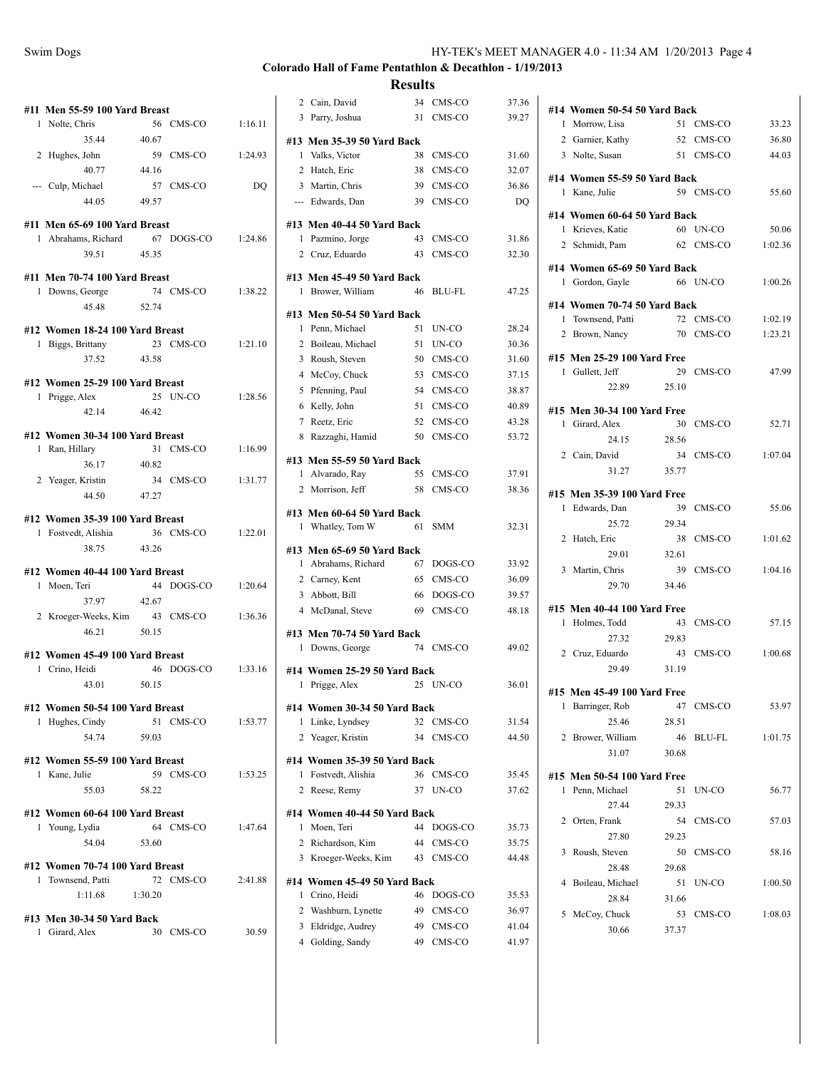## Colorado Hall of Fame Pentathlon & Decathlon - 1/19/2013

### Results

#### #11 Men 55-59 100 Yard Breast

| | Name | Age | Team | Time |
|---|---|---|---|---|
| 1 | Nolte, Chris | 56 | CMS-CO | 1:16.11 |
| | 35.44 | 40.67 | | |
| 2 | Hughes, John | 59 | CMS-CO | 1:24.93 |
| | 40.77 | 44.16 | | |
| --- | Culp, Michael | 57 | CMS-CO | DQ |
| | 44.05 | 49.57 | | |

#### #11 Men 65-69 100 Yard Breast

| | Name | Age | Team | Time |
|---|---|---|---|---|
| 1 | Abrahams, Richard | 67 | DOGS-CO | 1:24.86 |
| | 39.51 | 45.35 | | |

#### #11 Men 70-74 100 Yard Breast

| | Name | Age | Team | Time |
|---|---|---|---|---|
| 1 | Downs, George | 74 | CMS-CO | 1:38.22 |
| | 45.48 | 52.74 | | |

#### #12 Women 18-24 100 Yard Breast

| | Name | Age | Team | Time |
|---|---|---|---|---|
| 1 | Biggs, Brittany | 23 | CMS-CO | 1:21.10 |
| | 37.52 | 43.58 | | |

#### #12 Women 25-29 100 Yard Breast

| | Name | Age | Team | Time |
|---|---|---|---|---|
| 1 | Prigge, Alex | 25 | UN-CO | 1:28.56 |
| | 42.14 | 46.42 | | |

#### #12 Women 30-34 100 Yard Breast

| | Name | Age | Team | Time |
|---|---|---|---|---|
| 1 | Ran, Hillary | 31 | CMS-CO | 1:16.99 |
| | 36.17 | 40.82 | | |
| 2 | Yeager, Kristin | 34 | CMS-CO | 1:31.77 |
| | 44.50 | 47.27 | | |

#### #12 Women 35-39 100 Yard Breast

| | Name | Age | Team | Time |
|---|---|---|---|---|
| 1 | Fostvedt, Alishia | 36 | CMS-CO | 1:22.01 |
| | 38.75 | 43.26 | | |

#### #12 Women 40-44 100 Yard Breast

| | Name | Age | Team | Time |
|---|---|---|---|---|
| 1 | Moen, Teri | 44 | DOGS-CO | 1:20.64 |
| | 37.97 | 42.67 | | |
| 2 | Kroeger-Weeks, Kim | 43 | CMS-CO | 1:36.36 |
| | 46.21 | 50.15 | | |

#### #12 Women 45-49 100 Yard Breast

| | Name | Age | Team | Time |
|---|---|---|---|---|
| 1 | Crino, Heidi | 46 | DOGS-CO | 1:33.16 |
| | 43.01 | 50.15 | | |

#### #12 Women 50-54 100 Yard Breast

| | Name | Age | Team | Time |
|---|---|---|---|---|
| 1 | Hughes, Cindy | 51 | CMS-CO | 1:53.77 |
| | 54.74 | 59.03 | | |

#### #12 Women 55-59 100 Yard Breast

| | Name | Age | Team | Time |
|---|---|---|---|---|
| 1 | Kane, Julie | 59 | CMS-CO | 1:53.25 |
| | 55.03 | 58.22 | | |

#### #12 Women 60-64 100 Yard Breast

| | Name | Age | Team | Time |
|---|---|---|---|---|
| 1 | Young, Lydia | 64 | CMS-CO | 1:47.64 |
| | 54.04 | 53.60 | | |

#### #12 Women 70-74 100 Yard Breast

| | Name | Age | Team | Time |
|---|---|---|---|---|
| 1 | Townsend, Patti | 72 | CMS-CO | 2:41.88 |
| | 1:11.68 | 1:30.20 | | |

#### #13 Men 30-34 50 Yard Back

| | Name | Age | Team | Time |
|---|---|---|---|---|
| 1 | Girard, Alex | 30 | CMS-CO | 30.59 |
| 2 | Cain, David | 34 | CMS-CO | 37.36 |
| 3 | Parry, Joshua | 31 | CMS-CO | 39.27 |

#### #13 Men 35-39 50 Yard Back

| | Name | Age | Team | Time |
|---|---|---|---|---|
| 1 | Valks, Victor | 38 | CMS-CO | 31.60 |
| 2 | Hatch, Eric | 38 | CMS-CO | 32.07 |
| 3 | Martin, Chris | 39 | CMS-CO | 36.86 |
| --- | Edwards, Dan | 39 | CMS-CO | DQ |

#### #13 Men 40-44 50 Yard Back

| | Name | Age | Team | Time |
|---|---|---|---|---|
| 1 | Pazmino, Jorge | 43 | CMS-CO | 31.86 |
| 2 | Cruz, Eduardo | 43 | CMS-CO | 32.30 |

#### #13 Men 45-49 50 Yard Back

| | Name | Age | Team | Time |
|---|---|---|---|---|
| 1 | Brower, William | 46 | BLU-FL | 47.25 |

#### #13 Men 50-54 50 Yard Back

| | Name | Age | Team | Time |
|---|---|---|---|---|
| 1 | Penn, Michael | 51 | UN-CO | 28.24 |
| 2 | Boileau, Michael | 51 | UN-CO | 30.36 |
| 3 | Roush, Steven | 50 | CMS-CO | 31.60 |
| 4 | McCoy, Chuck | 53 | CMS-CO | 37.15 |
| 5 | Pfenning, Paul | 54 | CMS-CO | 38.87 |
| 6 | Kelly, John | 51 | CMS-CO | 40.89 |
| 7 | Reetz, Eric | 52 | CMS-CO | 43.28 |
| 8 | Razzaghi, Hamid | 50 | CMS-CO | 53.72 |

#### #13 Men 55-59 50 Yard Back

| | Name | Age | Team | Time |
|---|---|---|---|---|
| 1 | Alvarado, Ray | 55 | CMS-CO | 37.91 |
| 2 | Morrison, Jeff | 58 | CMS-CO | 38.36 |

#### #13 Men 60-64 50 Yard Back

| | Name | Age | Team | Time |
|---|---|---|---|---|
| 1 | Whatley, Tom W | 61 | SMM | 32.31 |

#### #13 Men 65-69 50 Yard Back

| | Name | Age | Team | Time |
|---|---|---|---|---|
| 1 | Abrahams, Richard | 67 | DOGS-CO | 33.92 |
| 2 | Carney, Kent | 65 | CMS-CO | 36.09 |
| 3 | Abbott, Bill | 66 | DOGS-CO | 39.57 |
| 4 | McDanal, Steve | 69 | CMS-CO | 48.18 |

#### #13 Men 70-74 50 Yard Back

| | Name | Age | Team | Time |
|---|---|---|---|---|
| 1 | Downs, George | 74 | CMS-CO | 49.02 |

#### #14 Women 25-29 50 Yard Back

| | Name | Age | Team | Time |
|---|---|---|---|---|
| 1 | Prigge, Alex | 25 | UN-CO | 36.01 |

#### #14 Women 30-34 50 Yard Back

| | Name | Age | Team | Time |
|---|---|---|---|---|
| 1 | Linke, Lyndsey | 32 | CMS-CO | 31.54 |
| 2 | Yeager, Kristin | 34 | CMS-CO | 44.50 |

#### #14 Women 35-39 50 Yard Back

| | Name | Age | Team | Time |
|---|---|---|---|---|
| 1 | Fostvedt, Alishia | 36 | CMS-CO | 35.45 |
| 2 | Reese, Remy | 37 | UN-CO | 37.62 |

#### #14 Women 40-44 50 Yard Back

| | Name | Age | Team | Time |
|---|---|---|---|---|
| 1 | Moen, Teri | 44 | DOGS-CO | 35.73 |
| 2 | Richardson, Kim | 44 | CMS-CO | 35.75 |
| 3 | Kroeger-Weeks, Kim | 43 | CMS-CO | 44.48 |

#### #14 Women 45-49 50 Yard Back

| | Name | Age | Team | Time |
|---|---|---|---|---|
| 1 | Crino, Heidi | 46 | DOGS-CO | 35.53 |
| 2 | Washburn, Lynette | 49 | CMS-CO | 36.97 |
| 3 | Eldridge, Audrey | 49 | CMS-CO | 41.04 |
| 4 | Golding, Sandy | 49 | CMS-CO | 41.97 |

#### #14 Women 50-54 50 Yard Back

| | Name | Age | Team | Time |
|---|---|---|---|---|
| 1 | Morrow, Lisa | 51 | CMS-CO | 33.23 |
| 2 | Garnier, Kathy | 52 | CMS-CO | 36.80 |
| 3 | Nolte, Susan | 51 | CMS-CO | 44.03 |

#### #14 Women 55-59 50 Yard Back

| | Name | Age | Team | Time |
|---|---|---|---|---|
| 1 | Kane, Julie | 59 | CMS-CO | 55.60 |

#### #14 Women 60-64 50 Yard Back

| | Name | Age | Team | Time |
|---|---|---|---|---|
| 1 | Krieves, Katie | 60 | UN-CO | 50.06 |
| 2 | Schmidt, Pam | 62 | CMS-CO | 1:02.36 |

#### #14 Women 65-69 50 Yard Back

| | Name | Age | Team | Time |
|---|---|---|---|---|
| 1 | Gordon, Gayle | 66 | UN-CO | 1:00.26 |

#### #14 Women 70-74 50 Yard Back

| | Name | Age | Team | Time |
|---|---|---|---|---|
| 1 | Townsend, Patti | 72 | CMS-CO | 1:02.19 |
| 2 | Brown, Nancy | 70 | CMS-CO | 1:23.21 |

#### #15 Men 25-29 100 Yard Free

| | Name | Age | Team | Time |
|---|---|---|---|---|
| 1 | Gullett, Jeff | 29 | CMS-CO | 47.99 |
| | 22.89 | 25.10 | | |

#### #15 Men 30-34 100 Yard Free

| | Name | Age | Team | Time |
|---|---|---|---|---|
| 1 | Girard, Alex | 30 | CMS-CO | 52.71 |
| | 24.15 | 28.56 | | |
| 2 | Cain, David | 34 | CMS-CO | 1:07.04 |
| | 31.27 | 35.77 | | |

#### #15 Men 35-39 100 Yard Free

| | Name | Age | Team | Time |
|---|---|---|---|---|
| 1 | Edwards, Dan | 39 | CMS-CO | 55.06 |
| | 25.72 | 29.34 | | |
| 2 | Hatch, Eric | 38 | CMS-CO | 1:01.62 |
| | 29.01 | 32.61 | | |
| 3 | Martin, Chris | 39 | CMS-CO | 1:04.16 |
| | 29.70 | 34.46 | | |

#### #15 Men 40-44 100 Yard Free

| | Name | Age | Team | Time |
|---|---|---|---|---|
| 1 | Holmes, Todd | 43 | CMS-CO | 57.15 |
| | 27.32 | 29.83 | | |
| 2 | Cruz, Eduardo | 43 | CMS-CO | 1:00.68 |
| | 29.49 | 31.19 | | |

#### #15 Men 45-49 100 Yard Free

| | Name | Age | Team | Time |
|---|---|---|---|---|
| 1 | Barringer, Rob | 47 | CMS-CO | 53.97 |
| | 25.46 | 28.51 | | |
| 2 | Brower, William | 46 | BLU-FL | 1:01.75 |
| | 31.07 | 30.68 | | |

#### #15 Men 50-54 100 Yard Free

| | Name | Age | Team | Time |
|---|---|---|---|---|
| 1 | Penn, Michael | 51 | UN-CO | 56.77 |
| | 27.44 | 29.33 | | |
| 2 | Orten, Frank | 54 | CMS-CO | 57.03 |
| | 27.80 | 29.23 | | |
| 3 | Roush, Steven | 50 | CMS-CO | 58.16 |
| | 28.48 | 29.68 | | |
| 4 | Boileau, Michael | 51 | UN-CO | 1:00.50 |
| | 28.84 | 31.66 | | |
| 5 | McCoy, Chuck | 53 | CMS-CO | 1:08.03 |
| | 30.66 | 37.37 | | |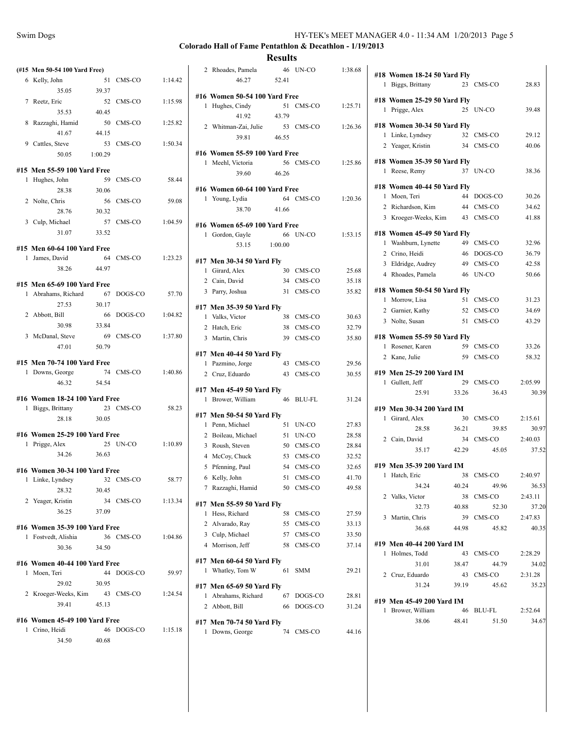## Colorado Hall of Fame Pentathlon & Decathlon - 1/19/2013

## Results

**(#15 Men 50-54 100 Yard Free)**

| | Name | Age | Team | Time |
|---|---|---|---|---|
| 6 | Kelly, John | 51 | CMS-CO | 1:14.42 |
| | 35.05 | 39.37 | | |
| 7 | Reetz, Eric | 52 | CMS-CO | 1:15.98 |
| | 35.53 | 40.45 | | |
| 8 | Razzaghi, Hamid | 50 | CMS-CO | 1:25.82 |
| | 41.67 | 44.15 | | |
| 9 | Cattles, Steve | 53 | CMS-CO | 1:50.34 |
| | 50.05 | 1:00.29 | | |

**#15 Men 55-59 100 Yard Free**

| | Name | Age | Team | Time |
|---|---|---|---|---|
| 1 | Hughes, John | 59 | CMS-CO | 58.44 |
| | 28.38 | 30.06 | | |
| 2 | Nolte, Chris | 56 | CMS-CO | 59.08 |
| | 28.76 | 30.32 | | |
| 3 | Culp, Michael | 57 | CMS-CO | 1:04.59 |
| | 31.07 | 33.52 | | |

**#15 Men 60-64 100 Yard Free**

| | Name | Age | Team | Time |
|---|---|---|---|---|
| 1 | James, David | 64 | CMS-CO | 1:23.23 |
| | 38.26 | 44.97 | | |

**#15 Men 65-69 100 Yard Free**

| | Name | Age | Team | Time |
|---|---|---|---|---|
| 1 | Abrahams, Richard | 67 | DOGS-CO | 57.70 |
| | 27.53 | 30.17 | | |
| 2 | Abbott, Bill | 66 | DOGS-CO | 1:04.82 |
| | 30.98 | 33.84 | | |
| 3 | McDanal, Steve | 69 | CMS-CO | 1:37.80 |
| | 47.01 | 50.79 | | |

**#15 Men 70-74 100 Yard Free**

| | Name | Age | Team | Time |
|---|---|---|---|---|
| 1 | Downs, George | 74 | CMS-CO | 1:40.86 |
| | 46.32 | 54.54 | | |

**#16 Women 18-24 100 Yard Free**

| | Name | Age | Team | Time |
|---|---|---|---|---|
| 1 | Biggs, Brittany | 23 | CMS-CO | 58.23 |
| | 28.18 | 30.05 | | |

**#16 Women 25-29 100 Yard Free**

| | Name | Age | Team | Time |
|---|---|---|---|---|
| 1 | Prigge, Alex | 25 | UN-CO | 1:10.89 |
| | 34.26 | 36.63 | | |

**#16 Women 30-34 100 Yard Free**

| | Name | Age | Team | Time |
|---|---|---|---|---|
| 1 | Linke, Lyndsey | 32 | CMS-CO | 58.77 |
| | 28.32 | 30.45 | | |
| 2 | Yeager, Kristin | 34 | CMS-CO | 1:13.34 |
| | 36.25 | 37.09 | | |

**#16 Women 35-39 100 Yard Free**

| | Name | Age | Team | Time |
|---|---|---|---|---|
| 1 | Fostvedt, Alishia | 36 | CMS-CO | 1:04.86 |
| | 30.36 | 34.50 | | |

**#16 Women 40-44 100 Yard Free**

| | Name | Age | Team | Time |
|---|---|---|---|---|
| 1 | Moen, Teri | 44 | DOGS-CO | 59.97 |
| | 29.02 | 30.95 | | |
| 2 | Kroeger-Weeks, Kim | 43 | CMS-CO | 1:24.54 |
| | 39.41 | 45.13 | | |

**#16 Women 45-49 100 Yard Free**

| | Name | Age | Team | Time |
|---|---|---|---|---|
| 1 | Crino, Heidi | 46 | DOGS-CO | 1:15.18 |
| | 34.50 | 40.68 | | |
| 2 | Rhoades, Pamela | 46 | UN-CO | 1:38.68 |
| | 46.27 | 52.41 | | |

**#16 Women 50-54 100 Yard Free**

| | Name | Age | Team | Time |
|---|---|---|---|---|
| 1 | Hughes, Cindy | 51 | CMS-CO | 1:25.71 |
| | 41.92 | 43.79 | | |
| 2 | Whitman-Zai, Julie | 53 | CMS-CO | 1:26.36 |
| | 39.81 | 46.55 | | |

**#16 Women 55-59 100 Yard Free**

| | Name | Age | Team | Time |
|---|---|---|---|---|
| 1 | Meehl, Victoria | 56 | CMS-CO | 1:25.86 |
| | 39.60 | 46.26 | | |

**#16 Women 60-64 100 Yard Free**

| | Name | Age | Team | Time |
|---|---|---|---|---|
| 1 | Young, Lydia | 64 | CMS-CO | 1:20.36 |
| | 38.70 | 41.66 | | |

**#16 Women 65-69 100 Yard Free**

| | Name | Age | Team | Time |
|---|---|---|---|---|
| 1 | Gordon, Gayle | 66 | UN-CO | 1:53.15 |
| | 53.15 | 1:00.00 | | |

**#17 Men 30-34 50 Yard Fly**

| | Name | Age | Team | Time |
|---|---|---|---|---|
| 1 | Girard, Alex | 30 | CMS-CO | 25.68 |
| 2 | Cain, David | 34 | CMS-CO | 35.18 |
| 3 | Parry, Joshua | 31 | CMS-CO | 35.82 |

**#17 Men 35-39 50 Yard Fly**

| | Name | Age | Team | Time |
|---|---|---|---|---|
| 1 | Valks, Victor | 38 | CMS-CO | 30.63 |
| 2 | Hatch, Eric | 38 | CMS-CO | 32.79 |
| 3 | Martin, Chris | 39 | CMS-CO | 35.80 |

**#17 Men 40-44 50 Yard Fly**

| | Name | Age | Team | Time |
|---|---|---|---|---|
| 1 | Pazmino, Jorge | 43 | CMS-CO | 29.56 |
| 2 | Cruz, Eduardo | 43 | CMS-CO | 30.55 |

**#17 Men 45-49 50 Yard Fly**

| | Name | Age | Team | Time |
|---|---|---|---|---|
| 1 | Brower, William | 46 | BLU-FL | 31.24 |

**#17 Men 50-54 50 Yard Fly**

| | Name | Age | Team | Time |
|---|---|---|---|---|
| 1 | Penn, Michael | 51 | UN-CO | 27.83 |
| 2 | Boileau, Michael | 51 | UN-CO | 28.58 |
| 3 | Roush, Steven | 50 | CMS-CO | 28.84 |
| 4 | McCoy, Chuck | 53 | CMS-CO | 32.52 |
| 5 | Pfenning, Paul | 54 | CMS-CO | 32.65 |
| 6 | Kelly, John | 51 | CMS-CO | 41.70 |
| 7 | Razzaghi, Hamid | 50 | CMS-CO | 49.58 |

**#17 Men 55-59 50 Yard Fly**

| | Name | Age | Team | Time |
|---|---|---|---|---|
| 1 | Hess, Richard | 58 | CMS-CO | 27.59 |
| 2 | Alvarado, Ray | 55 | CMS-CO | 33.13 |
| 3 | Culp, Michael | 57 | CMS-CO | 33.50 |
| 4 | Morrison, Jeff | 58 | CMS-CO | 37.14 |

**#17 Men 60-64 50 Yard Fly**

| | Name | Age | Team | Time |
|---|---|---|---|---|
| 1 | Whatley, Tom W | 61 | SMM | 29.21 |

**#17 Men 65-69 50 Yard Fly**

| | Name | Age | Team | Time |
|---|---|---|---|---|
| 1 | Abrahams, Richard | 67 | DOGS-CO | 28.81 |
| 2 | Abbott, Bill | 66 | DOGS-CO | 31.24 |

**#17 Men 70-74 50 Yard Fly**

| | Name | Age | Team | Time |
|---|---|---|---|---|
| 1 | Downs, George | 74 | CMS-CO | 44.16 |

**#18 Women 18-24 50 Yard Fly**

| | Name | Age | Team | Time |
|---|---|---|---|---|
| 1 | Biggs, Brittany | 23 | CMS-CO | 28.83 |

**#18 Women 25-29 50 Yard Fly**

| | Name | Age | Team | Time |
|---|---|---|---|---|
| 1 | Prigge, Alex | 25 | UN-CO | 39.48 |

**#18 Women 30-34 50 Yard Fly**

| | Name | Age | Team | Time |
|---|---|---|---|---|
| 1 | Linke, Lyndsey | 32 | CMS-CO | 29.12 |
| 2 | Yeager, Kristin | 34 | CMS-CO | 40.06 |

**#18 Women 35-39 50 Yard Fly**

| | Name | Age | Team | Time |
|---|---|---|---|---|
| 1 | Reese, Remy | 37 | UN-CO | 38.36 |

**#18 Women 40-44 50 Yard Fly**

| | Name | Age | Team | Time |
|---|---|---|---|---|
| 1 | Moen, Teri | 44 | DOGS-CO | 30.26 |
| 2 | Richardson, Kim | 44 | CMS-CO | 34.62 |
| 3 | Kroeger-Weeks, Kim | 43 | CMS-CO | 41.88 |

**#18 Women 45-49 50 Yard Fly**

| | Name | Age | Team | Time |
|---|---|---|---|---|
| 1 | Washburn, Lynette | 49 | CMS-CO | 32.96 |
| 2 | Crino, Heidi | 46 | DOGS-CO | 36.79 |
| 3 | Eldridge, Audrey | 49 | CMS-CO | 42.58 |
| 4 | Rhoades, Pamela | 46 | UN-CO | 50.66 |

**#18 Women 50-54 50 Yard Fly**

| | Name | Age | Team | Time |
|---|---|---|---|---|
| 1 | Morrow, Lisa | 51 | CMS-CO | 31.23 |
| 2 | Garnier, Kathy | 52 | CMS-CO | 34.69 |
| 3 | Nolte, Susan | 51 | CMS-CO | 43.29 |

**#18 Women 55-59 50 Yard Fly**

| | Name | Age | Team | Time |
|---|---|---|---|---|
| 1 | Rosener, Karen | 59 | CMS-CO | 33.26 |
| 2 | Kane, Julie | 59 | CMS-CO | 58.32 |

**#19 Men 25-29 200 Yard IM**

| | Name | Age | Team | | Time |
|---|---|---|---|---|---|
| 1 | Gullett, Jeff | 29 | CMS-CO | | 2:05.99 |
| | 25.91 | 33.26 | 36.43 | | 30.39 |

**#19 Men 30-34 200 Yard IM**

| | Name | Age | Team | | Time |
|---|---|---|---|---|---|
| 1 | Girard, Alex | 30 | CMS-CO | | 2:15.61 |
| | 28.58 | 36.21 | 39.85 | | 30.97 |
| 2 | Cain, David | 34 | CMS-CO | | 2:40.03 |
| | 35.17 | 42.29 | 45.05 | | 37.52 |

**#19 Men 35-39 200 Yard IM**

| | Name | Age | Team | | Time |
|---|---|---|---|---|---|
| 1 | Hatch, Eric | 38 | CMS-CO | | 2:40.97 |
| | 34.24 | 40.24 | 49.96 | | 36.53 |
| 2 | Valks, Victor | 38 | CMS-CO | | 2:43.11 |
| | 32.73 | 40.88 | 52.30 | | 37.20 |
| 3 | Martin, Chris | 39 | CMS-CO | | 2:47.83 |
| | 36.68 | 44.98 | 45.82 | | 40.35 |

**#19 Men 40-44 200 Yard IM**

| | Name | Age | Team | | Time |
|---|---|---|---|---|---|
| 1 | Holmes, Todd | 43 | CMS-CO | | 2:28.29 |
| | 31.01 | 38.47 | 44.79 | | 34.02 |
| 2 | Cruz, Eduardo | 43 | CMS-CO | | 2:31.28 |
| | 31.24 | 39.19 | 45.62 | | 35.23 |

**#19 Men 45-49 200 Yard IM**

| | Name | Age | Team | | Time |
|---|---|---|---|---|---|
| 1 | Brower, William | 46 | BLU-FL | | 2:52.64 |
| | 38.06 | 48.41 | 51.50 | | 34.67 |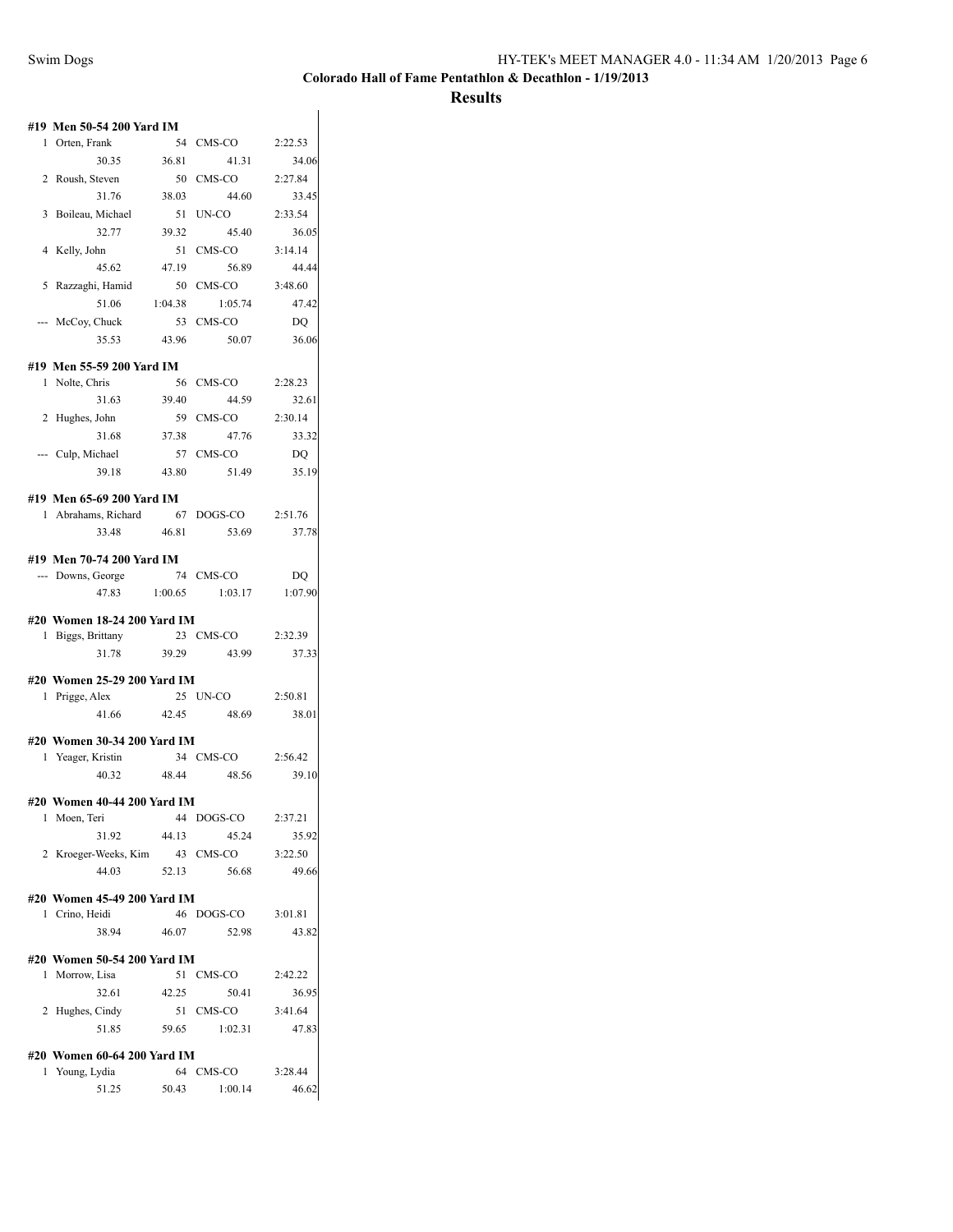## Results

### #19 Men 50-54 200 Yard IM

| | Name | Age | Team | Time |
|---|---|---|---|---|
| 1 | Orten, Frank | 54 | CMS-CO | 2:22.53 |
| | 30.35 | 36.81 | 41.31 | 34.06 |
| 2 | Roush, Steven | 50 | CMS-CO | 2:27.84 |
| | 31.76 | 38.03 | 44.60 | 33.45 |
| 3 | Boileau, Michael | 51 | UN-CO | 2:33.54 |
| | 32.77 | 39.32 | 45.40 | 36.05 |
| 4 | Kelly, John | 51 | CMS-CO | 3:14.14 |
| | 45.62 | 47.19 | 56.89 | 44.44 |
| 5 | Razzaghi, Hamid | 50 | CMS-CO | 3:48.60 |
| | 51.06 | 1:04.38 | 1:05.74 | 47.42 |
| --- | McCoy, Chuck | 53 | CMS-CO | DQ |
| | 35.53 | 43.96 | 50.07 | 36.06 |

### #19 Men 55-59 200 Yard IM

| | Name | Age | Team | Time |
|---|---|---|---|---|
| 1 | Nolte, Chris | 56 | CMS-CO | 2:28.23 |
| | 31.63 | 39.40 | 44.59 | 32.61 |
| 2 | Hughes, John | 59 | CMS-CO | 2:30.14 |
| | 31.68 | 37.38 | 47.76 | 33.32 |
| --- | Culp, Michael | 57 | CMS-CO | DQ |
| | 39.18 | 43.80 | 51.49 | 35.19 |

### #19 Men 65-69 200 Yard IM

| | Name | Age | Team | Time |
|---|---|---|---|---|
| 1 | Abrahams, Richard | 67 | DOGS-CO | 2:51.76 |
| | 33.48 | 46.81 | 53.69 | 37.78 |

### #19 Men 70-74 200 Yard IM

| | Name | Age | Team | Time |
|---|---|---|---|---|
| --- | Downs, George | 74 | CMS-CO | DQ |
| | 47.83 | 1:00.65 | 1:03.17 | 1:07.90 |

### #20 Women 18-24 200 Yard IM

| | Name | Age | Team | Time |
|---|---|---|---|---|
| 1 | Biggs, Brittany | 23 | CMS-CO | 2:32.39 |
| | 31.78 | 39.29 | 43.99 | 37.33 |

### #20 Women 25-29 200 Yard IM

| | Name | Age | Team | Time |
|---|---|---|---|---|
| 1 | Prigge, Alex | 25 | UN-CO | 2:50.81 |
| | 41.66 | 42.45 | 48.69 | 38.01 |

### #20 Women 30-34 200 Yard IM

| | Name | Age | Team | Time |
|---|---|---|---|---|
| 1 | Yeager, Kristin | 34 | CMS-CO | 2:56.42 |
| | 40.32 | 48.44 | 48.56 | 39.10 |

### #20 Women 40-44 200 Yard IM

| | Name | Age | Team | Time |
|---|---|---|---|---|
| 1 | Moen, Teri | 44 | DOGS-CO | 2:37.21 |
| | 31.92 | 44.13 | 45.24 | 35.92 |
| 2 | Kroeger-Weeks, Kim | 43 | CMS-CO | 3:22.50 |
| | 44.03 | 52.13 | 56.68 | 49.66 |

### #20 Women 45-49 200 Yard IM

| | Name | Age | Team | Time |
|---|---|---|---|---|
| 1 | Crino, Heidi | 46 | DOGS-CO | 3:01.81 |
| | 38.94 | 46.07 | 52.98 | 43.82 |

### #20 Women 50-54 200 Yard IM

| | Name | Age | Team | Time |
|---|---|---|---|---|
| 1 | Morrow, Lisa | 51 | CMS-CO | 2:42.22 |
| | 32.61 | 42.25 | 50.41 | 36.95 |
| 2 | Hughes, Cindy | 51 | CMS-CO | 3:41.64 |
| | 51.85 | 59.65 | 1:02.31 | 47.83 |

### #20 Women 60-64 200 Yard IM

| | Name | Age | Team | Time |
|---|---|---|---|---|
| 1 | Young, Lydia | 64 | CMS-CO | 3:28.44 |
| | 51.25 | 50.43 | 1:00.14 | 46.62 |